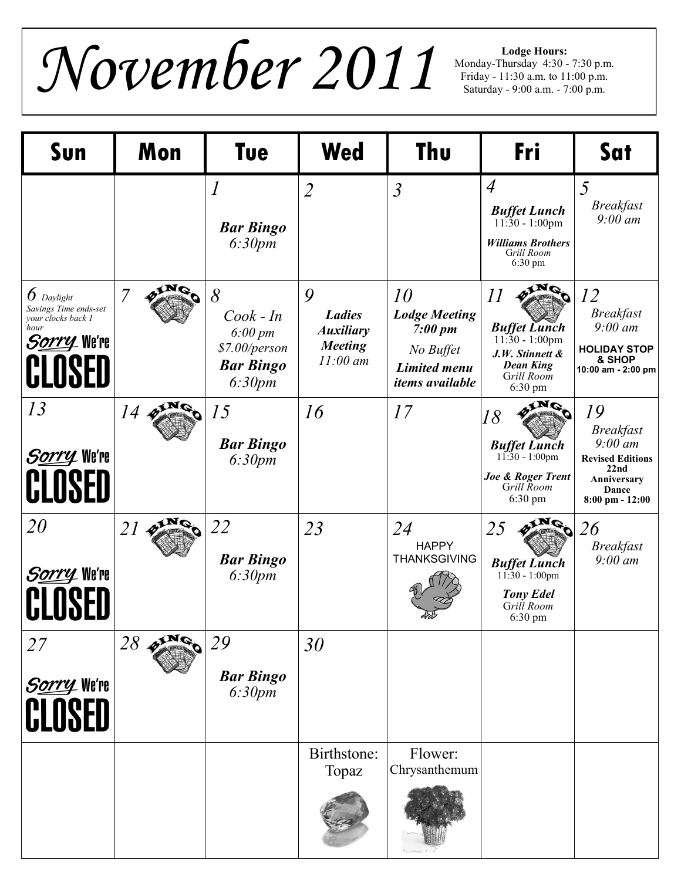# November 2011

**Lodge Hours:**
Monday-Thursday 4:30 - 7:30 p.m.
Friday - 11:30 a.m. to 11:00 p.m.
Saturday - 9:00 a.m. - 7:00 p.m.

| Sun | Mon | Tue | Wed | Thu | Fri | Sat |
|---|---|---|---|---|---|---|
| | | 1 *Bar Bingo 6:30pm* | 2 | 3 | 4 *Buffet Lunch* 11:30 - 1:00pm *Williams Brothers* Grill Room 6:30 pm | 5 *Breakfast 9:00 am* |
| 6 Daylight Savings Time ends-set your clocks back 1 hour Sorry We're CLOSED | 7 BINGO | 8 *Cook - In 6:00 pm $7.00/person* *Bar Bingo 6:30pm* | 9 *Ladies Auxiliary Meeting 11:00 am* | 10 *Lodge Meeting 7:00 pm* *No Buffet* *Limited menu items available* | 11 BINGO *Buffet Lunch* 11:30 - 1:00pm *J.W. Stinnett & Dean King* Grill Room 6:30 pm | 12 *Breakfast 9:00 am* HOLIDAY STOP & SHOP 10:00 am - 2:00 pm |
| 13 Sorry We're CLOSED | 14 BINGO | 15 *Bar Bingo 6:30pm* | 16 | 17 | 18 BINGO *Buffet Lunch* 11:30 - 1:00pm *Joe & Roger Trent* Grill Room 6:30 pm | 19 *Breakfast 9:00 am* **Revised Editions 22nd Anniversary Dance 8:00 pm - 12:00** |
| 20 Sorry We're CLOSED | 21 BINGO | 22 *Bar Bingo 6:30pm* | 23 | 24 HAPPY THANKSGIVING | 25 BINGO *Buffet Lunch* 11:30 - 1:00pm *Tony Edel* Grill Room 6:30 pm | 26 *Breakfast 9:00 am* |
| 27 Sorry We're CLOSED | 28 BINGO | 29 *Bar Bingo 6:30pm* | 30 | | | |
| | | | Birthstone: Topaz | Flower: Chrysanthemum | | |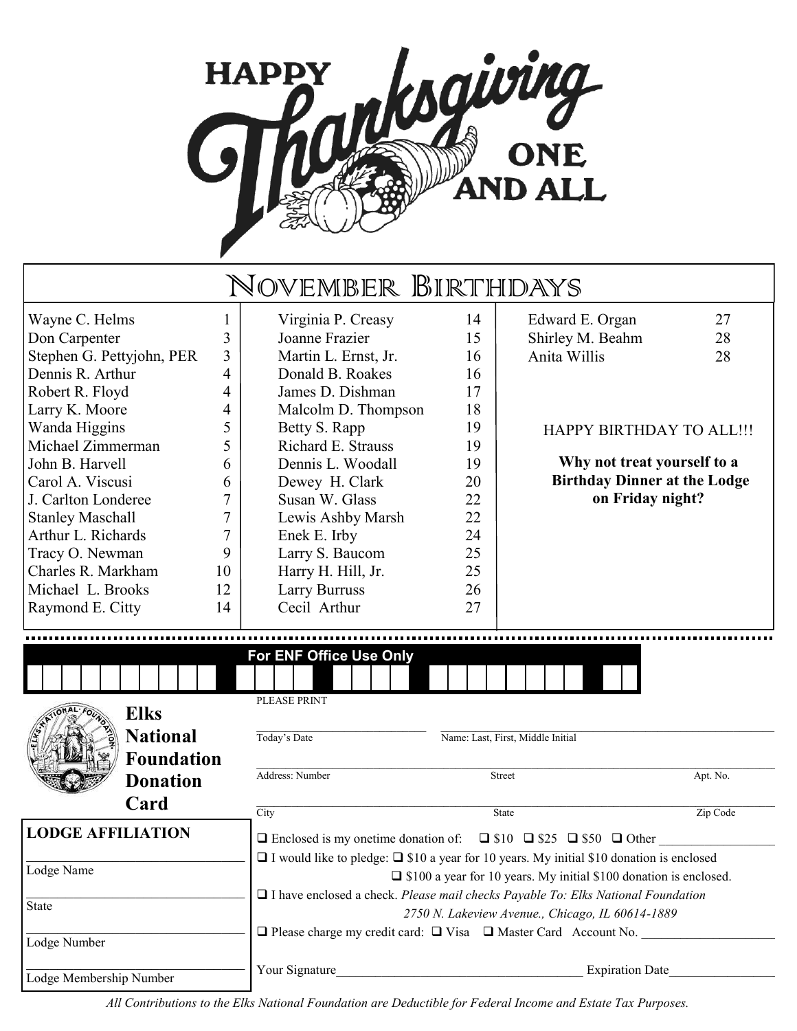# HAPPY Thanksgiving ONE AND ALL

## NOVEMBER BIRTHDAYS

| | | | | | |
|---|---|---|---|---|---|
| Wayne C. Helms | 1 | Virginia P. Creasy | 14 | Edward E. Organ | 27 |
| Don Carpenter | 3 | Joanne Frazier | 15 | Shirley M. Beahm | 28 |
| Stephen G. Pettyjohn, PER | 3 | Martin L. Ernst, Jr. | 16 | Anita Willis | 28 |
| Dennis R. Arthur | 4 | Donald B. Roakes | 16 | | |
| Robert R. Floyd | 4 | James D. Dishman | 17 | | |
| Larry K. Moore | 4 | Malcolm D. Thompson | 18 | | |
| Wanda Higgins | 5 | Betty S. Rapp | 19 | | |
| Michael Zimmerman | 5 | Richard E. Strauss | 19 | | |
| John B. Harvell | 6 | Dennis L. Woodall | 19 | | |
| Carol A. Viscusi | 6 | Dewey H. Clark | 20 | | |
| J. Carlton Londeree | 7 | Susan W. Glass | 22 | | |
| Stanley Maschall | 7 | Lewis Ashby Marsh | 22 | | |
| Arthur L. Richards | 7 | Enek E. Irby | 24 | | |
| Tracy O. Newman | 9 | Larry S. Baucom | 25 | | |
| Charles R. Markham | 10 | Harry H. Hill, Jr. | 25 | | |
| Michael L. Brooks | 12 | Larry Burruss | 26 | | |
| Raymond E. Citty | 14 | Cecil Arthur | 27 | | |

HAPPY BIRTHDAY TO ALL!!!

**Why not treat yourself to a Birthday Dinner at the Lodge on Friday night?**

---

**For ENF Office Use Only**

## Elks National Foundation Donation Card

PLEASE PRINT

Today's Date ____________ Name: Last, First, Middle Initial ____________

Address: Number ____________ Street ____________ Apt. No. ____________

City ____________ State ____________ Zip Code ____________

**LODGE AFFILIATION**

Lodge Name ____________

State ____________

Lodge Number ____________

Lodge Membership Number ____________

❑ Enclosed is my onetime donation of: ❑ $10 ❑ $25 ❑ $50 ❑ Other ____________

❑ I would like to pledge: ❑ $10 a year for 10 years. My initial $10 donation is enclosed
❑ $100 a year for 10 years. My initial $100 donation is enclosed.

❑ I have enclosed a check. *Please mail checks Payable To: Elks National Foundation 2750 N. Lakeview Avenue., Chicago, IL 60614-1889*

❑ Please charge my credit card: ❑ Visa ❑ Master Card Account No. ____________

Your Signature ____________ Expiration Date ____________

*All Contributions to the Elks National Foundation are Deductible for Federal Income and Estate Tax Purposes.*